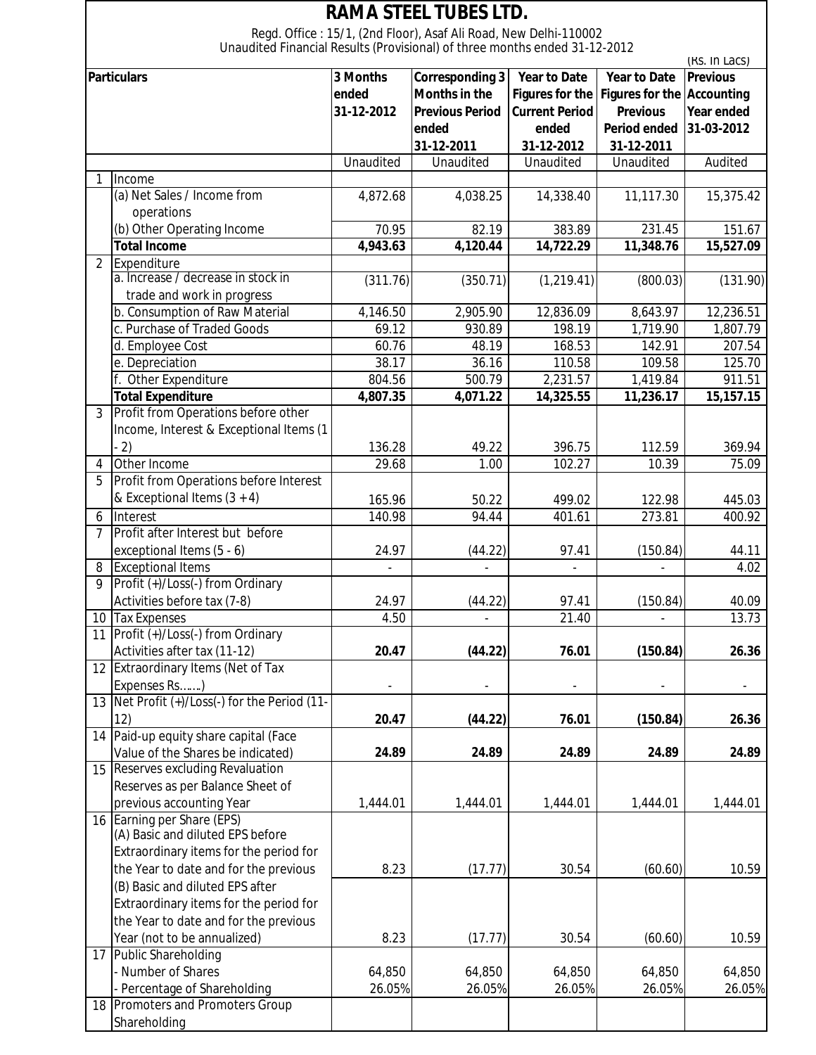# RAMA STEEL TUBES LTD.

Regd. Office : 15/1, (2nd Floor), Asaf Ali Road, New Delhi-110002

Unaudited Financial Results (Provisional) of three months ended 31-12-2012

(Rs. In Lacs)

| | Particulars | 3 Months ended 31-12-2012 | Corresponding 3 Months in the Previous Period ended 31-12-2011 | Year to Date Figures for the Current Period ended 31-12-2012 | Year to Date Figures for the Previous Period ended 31-12-2011 | Previous Accounting Year ended 31-03-2012 |
|---|---|---|---|---|---|---|
| | | Unaudited | Unaudited | Unaudited | Unaudited | Audited |
| 1 | Income | | | | | |
| | (a) Net Sales / Income from operations | 4,872.68 | 4,038.25 | 14,338.40 | 11,117.30 | 15,375.42 |
| | (b) Other Operating Income | 70.95 | 82.19 | 383.89 | 231.45 | 151.67 |
| | **Total Income** | **4,943.63** | **4,120.44** | **14,722.29** | **11,348.76** | **15,527.09** |
| 2 | Expenditure | | | | | |
| | a. Increase / decrease in stock in trade and work in progress | (311.76) | (350.71) | (1,219.41) | (800.03) | (131.90) |
| | b. Consumption of Raw Material | 4,146.50 | 2,905.90 | 12,836.09 | 8,643.97 | 12,236.51 |
| | c. Purchase of Traded Goods | 69.12 | 930.89 | 198.19 | 1,719.90 | 1,807.79 |
| | d. Employee Cost | 60.76 | 48.19 | 168.53 | 142.91 | 207.54 |
| | e. Depreciation | 38.17 | 36.16 | 110.58 | 109.58 | 125.70 |
| | f. Other Expenditure | 804.56 | 500.79 | 2,231.57 | 1,419.84 | 911.51 |
| | **Total Expenditure** | **4,807.35** | **4,071.22** | **14,325.55** | **11,236.17** | **15,157.15** |
| 3 | Profit from Operations before other Income, Interest & Exceptional Items (1 - 2) | 136.28 | 49.22 | 396.75 | 112.59 | 369.94 |
| 4 | Other Income | 29.68 | 1.00 | 102.27 | 10.39 | 75.09 |
| 5 | Profit from Operations before Interest & Exceptional Items (3 + 4) | 165.96 | 50.22 | 499.02 | 122.98 | 445.03 |
| 6 | Interest | 140.98 | 94.44 | 401.61 | 273.81 | 400.92 |
| 7 | Profit after Interest but before exceptional Items (5 - 6) | 24.97 | (44.22) | 97.41 | (150.84) | 44.11 |
| 8 | Exceptional Items | - | - | - | - | 4.02 |
| 9 | Profit (+)/Loss(-) from Ordinary Activities before tax (7-8) | 24.97 | (44.22) | 97.41 | (150.84) | 40.09 |
| 10 | Tax Expenses | 4.50 | - | 21.40 | - | 13.73 |
| 11 | Profit (+)/Loss(-) from Ordinary Activities after tax (11-12) | **20.47** | **(44.22)** | **76.01** | **(150.84)** | **26.36** |
| 12 | Extraordinary Items (Net of Tax Expenses Rs.......) | - | - | - | - | - |
| 13 | Net Profit (+)/Loss(-) for the Period (11-12) | **20.47** | **(44.22)** | **76.01** | **(150.84)** | **26.36** |
| 14 | Paid-up equity share capital (Face Value of the Shares be indicated) | **24.89** | **24.89** | **24.89** | **24.89** | **24.89** |
| 15 | Reserves excluding Revaluation Reserves as per Balance Sheet of previous accounting Year | 1,444.01 | 1,444.01 | 1,444.01 | 1,444.01 | 1,444.01 |
| 16 | Earning per Share (EPS) | | | | | |
| | (A) Basic and diluted EPS before Extraordinary items for the period for the Year to date and for the previous | 8.23 | (17.77) | 30.54 | (60.60) | 10.59 |
| | (B) Basic and diluted EPS after Extraordinary items for the period for the Year to date and for the previous Year (not to be annualized) | 8.23 | (17.77) | 30.54 | (60.60) | 10.59 |
| 17 | Public Shareholding | | | | | |
| | - Number of Shares | 64,850 | 64,850 | 64,850 | 64,850 | 64,850 |
| | - Percentage of Shareholding | 26.05% | 26.05% | 26.05% | 26.05% | 26.05% |
| 18 | Promoters and Promoters Group Shareholding | | | | | |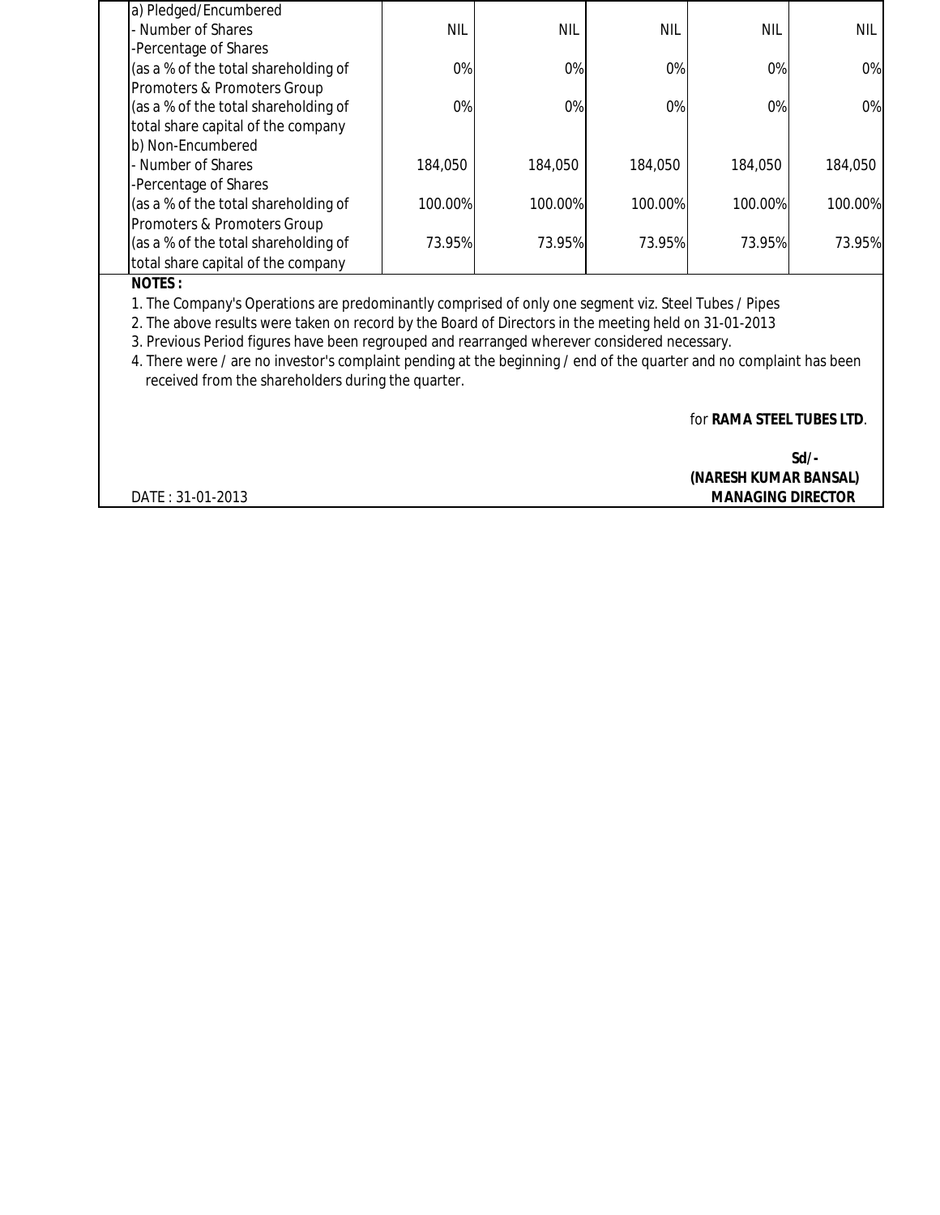| | | | | | |
|---|---|---|---|---|---|
| a) Pledged/Encumbered | | | | | |
| - Number of Shares | NIL | NIL | NIL | NIL | NIL |
| -Percentage of Shares | | | | | |
| (as a % of the total shareholding of Promoters & Promoters Group | 0% | 0% | 0% | 0% | 0% |
| (as a % of the total shareholding of total share capital of the company | 0% | 0% | 0% | 0% | 0% |
| b) Non-Encumbered | | | | | |
| - Number of Shares | 184,050 | 184,050 | 184,050 | 184,050 | 184,050 |
| -Percentage of Shares | | | | | |
| (as a % of the total shareholding of Promoters & Promoters Group | 100.00% | 100.00% | 100.00% | 100.00% | 100.00% |
| (as a % of the total shareholding of total share capital of the company | 73.95% | 73.95% | 73.95% | 73.95% | 73.95% |

**NOTES :**

1. The Company's Operations are predominantly comprised of only one segment viz. Steel Tubes / Pipes
2. The above results were taken on record by the Board of Directors in the meeting held on 31-01-2013
3. Previous Period figures have been regrouped and rearranged wherever considered necessary.
4. There were / are no investor's complaint pending at the beginning / end of the quarter and no complaint has been received from the shareholders during the quarter.

for **RAMA STEEL TUBES LTD**.

**Sd/-**
**(NARESH KUMAR BANSAL)**
**MANAGING DIRECTOR**

DATE : 31-01-2013